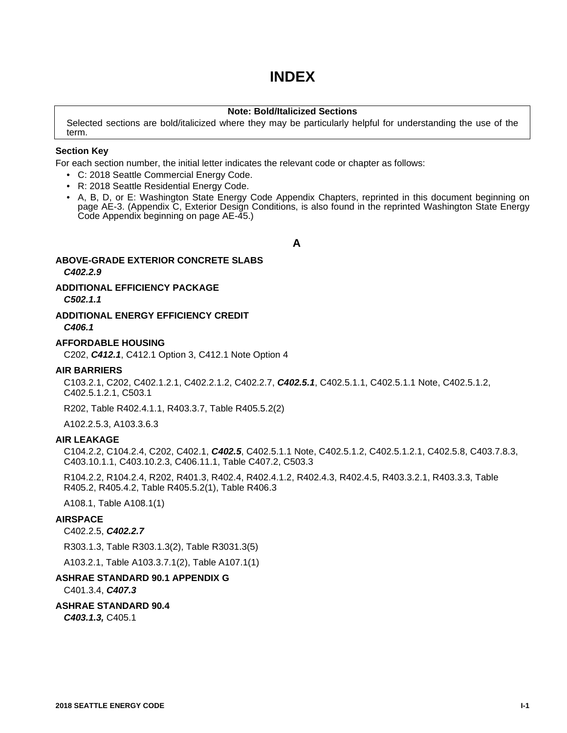# INDEX

> **Note: Bold/Italicized Sections**
>
> Selected sections are bold/italicized where they may be particularly helpful for understanding the use of the term.

**Section Key**

For each section number, the initial letter indicates the relevant code or chapter as follows:

- C: 2018 Seattle Commercial Energy Code.
- R: 2018 Seattle Residential Energy Code.
- A, B, D, or E: Washington State Energy Code Appendix Chapters, reprinted in this document beginning on page AE-3. (Appendix C, Exterior Design Conditions, is also found in the reprinted Washington State Energy Code Appendix beginning on page AE-45.)

## A

**ABOVE-GRADE EXTERIOR CONCRETE SLABS**

***C402.2.9***

**ADDITIONAL EFFICIENCY PACKAGE**

***C502.1.1***

**ADDITIONAL ENERGY EFFICIENCY CREDIT**

***C406.1***

**AFFORDABLE HOUSING**

C202, ***C412.1***, C412.1 Option 3, C412.1 Note Option 4

**AIR BARRIERS**

C103.2.1, C202, C402.1.2.1, C402.2.1.2, C402.2.7, ***C402.5.1***, C402.5.1.1, C402.5.1.1 Note, C402.5.1.2, C402.5.1.2.1, C503.1

R202, Table R402.4.1.1, R403.3.7, Table R405.5.2(2)

A102.2.5.3, A103.3.6.3

**AIR LEAKAGE**

C104.2.2, C104.2.4, C202, C402.1, ***C402.5***, C402.5.1.1 Note, C402.5.1.2, C402.5.1.2.1, C402.5.8, C403.7.8.3, C403.10.1.1, C403.10.2.3, C406.11.1, Table C407.2, C503.3

R104.2.2, R104.2.4, R202, R401.3, R402.4, R402.4.1.2, R402.4.3, R402.4.5, R403.3.2.1, R403.3.3, Table R405.2, R405.4.2, Table R405.5.2(1), Table R406.3

A108.1, Table A108.1(1)

**AIRSPACE**

C402.2.5, ***C402.2.7***

R303.1.3, Table R303.1.3(2), Table R3031.3(5)

A103.2.1, Table A103.3.7.1(2), Table A107.1(1)

**ASHRAE STANDARD 90.1 APPENDIX G**

C401.3.4, ***C407.3***

**ASHRAE STANDARD 90.4**

***C403.1.3,*** C405.1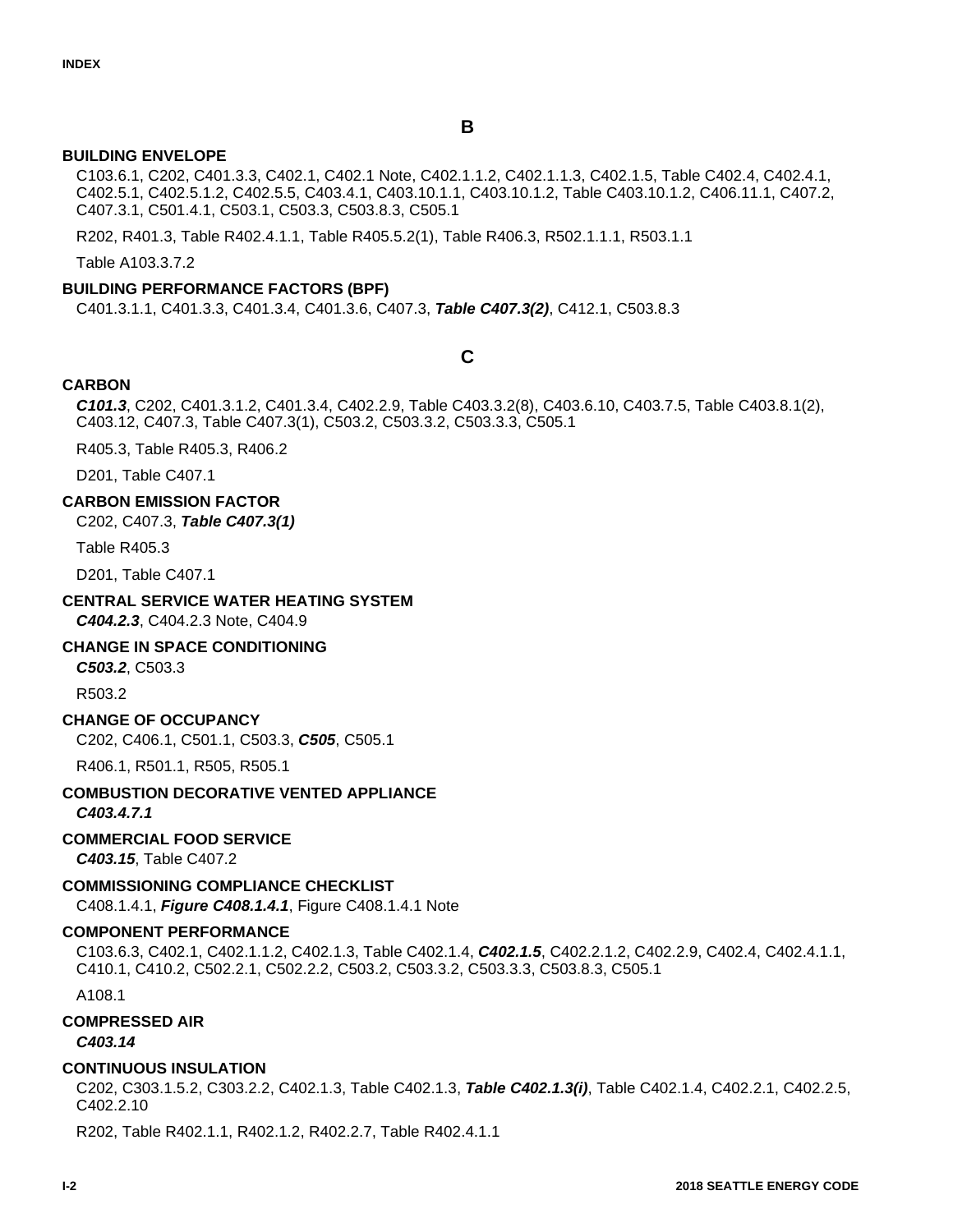## B

**BUILDING ENVELOPE**

C103.6.1, C202, C401.3.3, C402.1, C402.1 Note, C402.1.1.2, C402.1.1.3, C402.1.5, Table C402.4, C402.4.1, C402.5.1, C402.5.1.2, C402.5.5, C403.4.1, C403.10.1.1, C403.10.1.2, Table C403.10.1.2, C406.11.1, C407.2, C407.3.1, C501.4.1, C503.1, C503.3, C503.8.3, C505.1

R202, R401.3, Table R402.4.1.1, Table R405.5.2(1), Table R406.3, R502.1.1.1, R503.1.1

Table A103.3.7.2

**BUILDING PERFORMANCE FACTORS (BPF)**

C401.3.1.1, C401.3.3, C401.3.4, C401.3.6, C407.3, ***Table C407.3(2)***, C412.1, C503.8.3

## C

**CARBON**

***C101.3***, C202, C401.3.1.2, C401.3.4, C402.2.9, Table C403.3.2(8), C403.6.10, C403.7.5, Table C403.8.1(2), C403.12, C407.3, Table C407.3(1), C503.2, C503.3.2, C503.3.3, C505.1

R405.3, Table R405.3, R406.2

D201, Table C407.1

**CARBON EMISSION FACTOR**

C202, C407.3, ***Table C407.3(1)***

Table R405.3

D201, Table C407.1

**CENTRAL SERVICE WATER HEATING SYSTEM**

***C404.2.3***, C404.2.3 Note, C404.9

**CHANGE IN SPACE CONDITIONING**

***C503.2***, C503.3

R503.2

**CHANGE OF OCCUPANCY**

C202, C406.1, C501.1, C503.3, ***C505***, C505.1

R406.1, R501.1, R505, R505.1

**COMBUSTION DECORATIVE VENTED APPLIANCE**

***C403.4.7.1***

**COMMERCIAL FOOD SERVICE**

***C403.15***, Table C407.2

**COMMISSIONING COMPLIANCE CHECKLIST**

C408.1.4.1, ***Figure C408.1.4.1***, Figure C408.1.4.1 Note

**COMPONENT PERFORMANCE**

C103.6.3, C402.1, C402.1.1.2, C402.1.3, Table C402.1.4, ***C402.1.5***, C402.2.1.2, C402.2.9, C402.4, C402.4.1.1, C410.1, C410.2, C502.2.1, C502.2.2, C503.2, C503.3.2, C503.3.3, C503.8.3, C505.1

A108.1

**COMPRESSED AIR**

***C403.14***

**CONTINUOUS INSULATION**

C202, C303.1.5.2, C303.2.2, C402.1.3, Table C402.1.3, ***Table C402.1.3(i)***, Table C402.1.4, C402.2.1, C402.2.5, C402.2.10

R202, Table R402.1.1, R402.1.2, R402.2.7, Table R402.4.1.1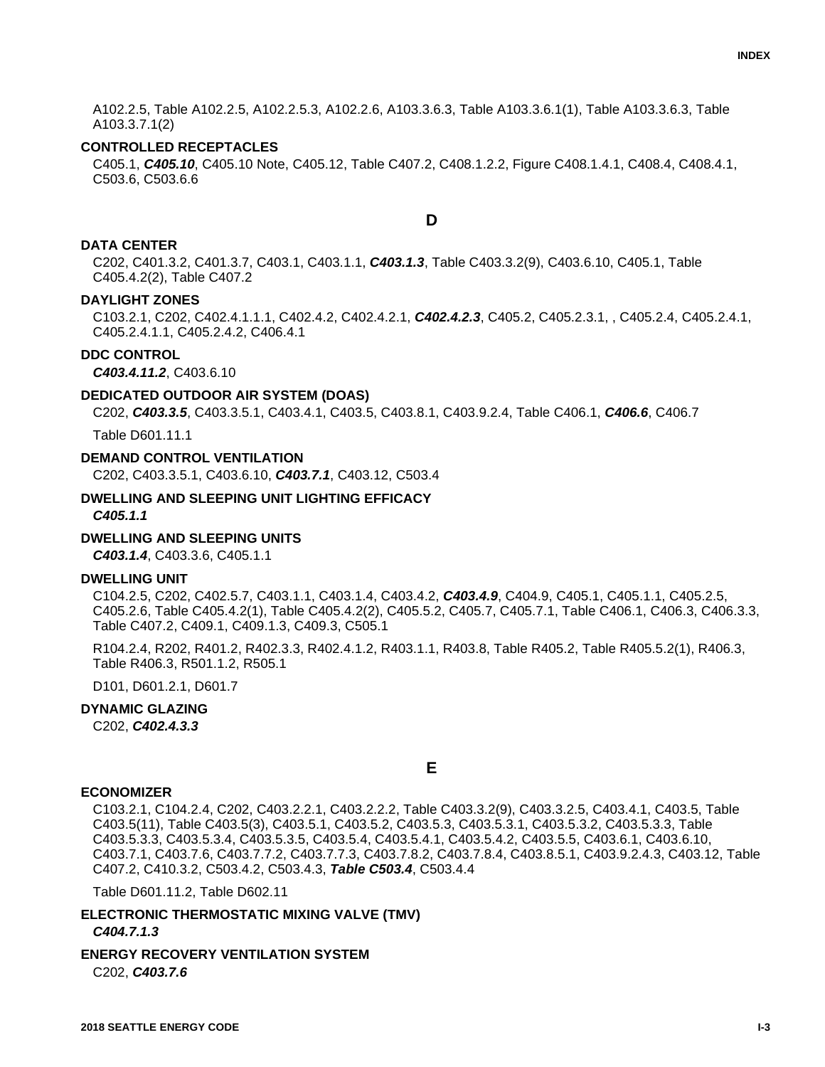A102.2.5, Table A102.2.5, A102.2.5.3, A102.2.6, A103.3.6.3, Table A103.3.6.1(1), Table A103.3.6.3, Table A103.3.7.1(2)

**CONTROLLED RECEPTACLES**

C405.1, ***C405.10***, C405.10 Note, C405.12, Table C407.2, C408.1.2.2, Figure C408.1.4.1, C408.4, C408.4.1, C503.6, C503.6.6

## D

**DATA CENTER**

C202, C401.3.2, C401.3.7, C403.1, C403.1.1, ***C403.1.3***, Table C403.3.2(9), C403.6.10, C405.1, Table C405.4.2(2), Table C407.2

**DAYLIGHT ZONES**

C103.2.1, C202, C402.4.1.1.1, C402.4.2, C402.4.2.1, ***C402.4.2.3***, C405.2, C405.2.3.1, , C405.2.4, C405.2.4.1, C405.2.4.1.1, C405.2.4.2, C406.4.1

**DDC CONTROL**

***C403.4.11.2***, C403.6.10

**DEDICATED OUTDOOR AIR SYSTEM (DOAS)**

C202, ***C403.3.5***, C403.3.5.1, C403.4.1, C403.5, C403.8.1, C403.9.2.4, Table C406.1, ***C406.6***, C406.7

Table D601.11.1

**DEMAND CONTROL VENTILATION**

C202, C403.3.5.1, C403.6.10, ***C403.7.1***, C403.12, C503.4

**DWELLING AND SLEEPING UNIT LIGHTING EFFICACY**

***C405.1.1***

**DWELLING AND SLEEPING UNITS**

***C403.1.4***, C403.3.6, C405.1.1

**DWELLING UNIT**

C104.2.5, C202, C402.5.7, C403.1.1, C403.1.4, C403.4.2, ***C403.4.9***, C404.9, C405.1, C405.1.1, C405.2.5, C405.2.6, Table C405.4.2(1), Table C405.4.2(2), C405.5.2, C405.7, C405.7.1, Table C406.1, C406.3, C406.3.3, Table C407.2, C409.1, C409.1.3, C409.3, C505.1

R104.2.4, R202, R401.2, R402.3.3, R402.4.1.2, R403.1.1, R403.8, Table R405.2, Table R405.5.2(1), R406.3, Table R406.3, R501.1.2, R505.1

D101, D601.2.1, D601.7

**DYNAMIC GLAZING**

C202, ***C402.4.3.3***

## E

**ECONOMIZER**

C103.2.1, C104.2.4, C202, C403.2.2.1, C403.2.2.2, Table C403.3.2(9), C403.3.2.5, C403.4.1, C403.5, Table C403.5(11), Table C403.5(3), C403.5.1, C403.5.2, C403.5.3, C403.5.3.1, C403.5.3.2, C403.5.3.3, Table C403.5.3.3, C403.5.3.4, C403.5.3.5, C403.5.4, C403.5.4.1, C403.5.4.2, C403.5.5, C403.6.1, C403.6.10, C403.7.1, C403.7.6, C403.7.7.2, C403.7.7.3, C403.7.8.2, C403.7.8.4, C403.8.5.1, C403.9.2.4.3, C403.12, Table C407.2, C410.3.2, C503.4.2, C503.4.3, ***Table C503.4***, C503.4.4

Table D601.11.2, Table D602.11

**ELECTRONIC THERMOSTATIC MIXING VALVE (TMV)**

***C404.7.1.3***

**ENERGY RECOVERY VENTILATION SYSTEM**

C202, ***C403.7.6***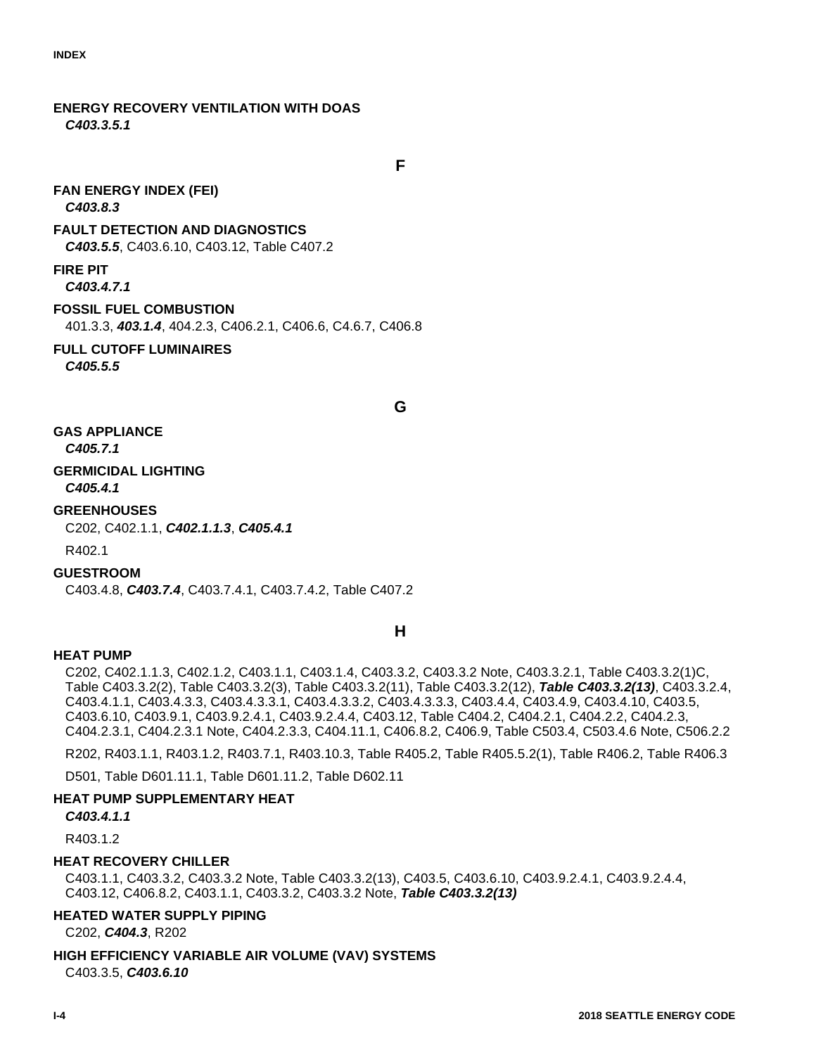**ENERGY RECOVERY VENTILATION WITH DOAS**

***C403.3.5.1***

## F

**FAN ENERGY INDEX (FEI)**

***C403.8.3***

**FAULT DETECTION AND DIAGNOSTICS**

***C403.5.5***, C403.6.10, C403.12, Table C407.2

**FIRE PIT**

***C403.4.7.1***

**FOSSIL FUEL COMBUSTION**

401.3.3, ***403.1.4***, 404.2.3, C406.2.1, C406.6, C4.6.7, C406.8

**FULL CUTOFF LUMINAIRES**

***C405.5.5***

## G

**GAS APPLIANCE**

***C405.7.1***

**GERMICIDAL LIGHTING**

***C405.4.1***

**GREENHOUSES**

C202, C402.1.1, ***C402.1.1.3***, ***C405.4.1***

R402.1

**GUESTROOM**

C403.4.8, ***C403.7.4***, C403.7.4.1, C403.7.4.2, Table C407.2

## H

**HEAT PUMP**

C202, C402.1.1.3, C402.1.2, C403.1.1, C403.1.4, C403.3.2, C403.3.2 Note, C403.3.2.1, Table C403.3.2(1)C, Table C403.3.2(2), Table C403.3.2(3), Table C403.3.2(11), Table C403.3.2(12), ***Table C403.3.2(13)***, C403.3.2.4, C403.4.1.1, C403.4.3.3, C403.4.3.3.1, C403.4.3.3.2, C403.4.3.3.3, C403.4.4, C403.4.9, C403.4.10, C403.5, C403.6.10, C403.9.1, C403.9.2.4.1, C403.9.2.4.4, C403.12, Table C404.2, C404.2.1, C404.2.2, C404.2.3, C404.2.3.1, C404.2.3.1 Note, C404.2.3.3, C404.11.1, C406.8.2, C406.9, Table C503.4, C503.4.6 Note, C506.2.2

R202, R403.1.1, R403.1.2, R403.7.1, R403.10.3, Table R405.2, Table R405.5.2(1), Table R406.2, Table R406.3

D501, Table D601.11.1, Table D601.11.2, Table D602.11

**HEAT PUMP SUPPLEMENTARY HEAT**

***C403.4.1.1***

R403.1.2

**HEAT RECOVERY CHILLER**

C403.1.1, C403.3.2, C403.3.2 Note, Table C403.3.2(13), C403.5, C403.6.10, C403.9.2.4.1, C403.9.2.4.4, C403.12, C406.8.2, C403.1.1, C403.3.2, C403.3.2 Note, ***Table C403.3.2(13)***

**HEATED WATER SUPPLY PIPING**

C202, ***C404.3***, R202

**HIGH EFFICIENCY VARIABLE AIR VOLUME (VAV) SYSTEMS**

C403.3.5, ***C403.6.10***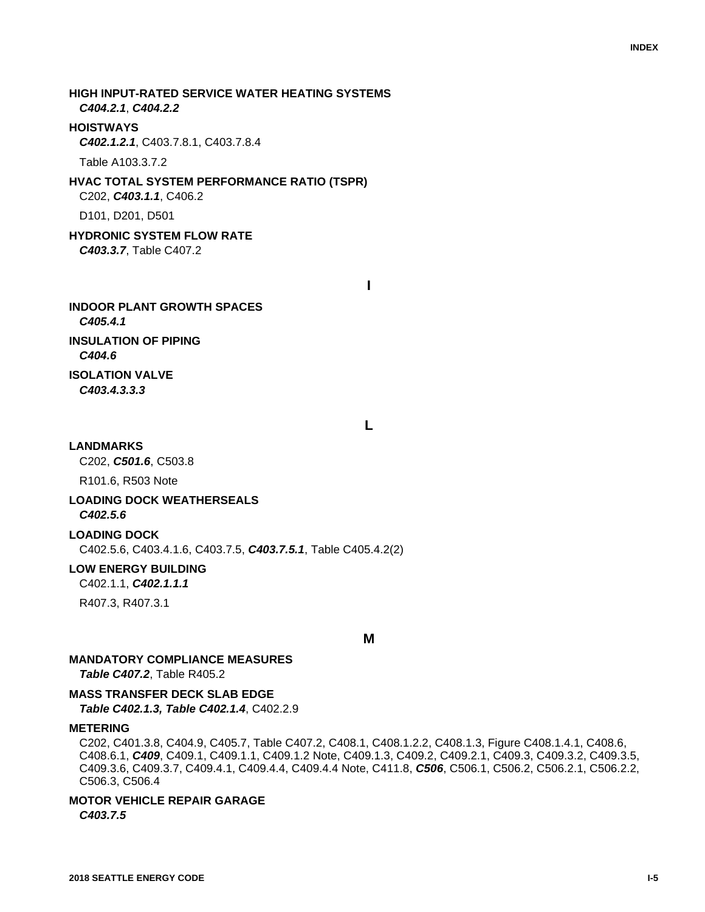**HIGH INPUT-RATED SERVICE WATER HEATING SYSTEMS**
***C404.2.1***, ***C404.2.2***

**HOISTWAYS**
***C402.1.2.1***, C403.7.8.1, C403.7.8.4

Table A103.3.7.2

**HVAC TOTAL SYSTEM PERFORMANCE RATIO (TSPR)**
C202, ***C403.1.1***, C406.2

D101, D201, D501

**HYDRONIC SYSTEM FLOW RATE**
***C403.3.7***, Table C407.2

## I

**INDOOR PLANT GROWTH SPACES**
***C405.4.1***

**INSULATION OF PIPING**
***C404.6***

**ISOLATION VALVE**
***C403.4.3.3.3***

## L

**LANDMARKS**
C202, ***C501.6***, C503.8

R101.6, R503 Note

**LOADING DOCK WEATHERSEALS**
***C402.5.6***

**LOADING DOCK**
C402.5.6, C403.4.1.6, C403.7.5, ***C403.7.5.1***, Table C405.4.2(2)

**LOW ENERGY BUILDING**
C402.1.1, ***C402.1.1.1***

R407.3, R407.3.1

## M

**MANDATORY COMPLIANCE MEASURES**
***Table C407.2***, Table R405.2

**MASS TRANSFER DECK SLAB EDGE**
***Table C402.1.3, Table C402.1.4***, C402.2.9

**METERING**
C202, C401.3.8, C404.9, C405.7, Table C407.2, C408.1, C408.1.2.2, C408.1.3, Figure C408.1.4.1, C408.6, C408.6.1, ***C409***, C409.1, C409.1.1, C409.1.2 Note, C409.1.3, C409.2, C409.2.1, C409.3, C409.3.2, C409.3.5, C409.3.6, C409.3.7, C409.4.1, C409.4.4, C409.4.4 Note, C411.8, ***C506***, C506.1, C506.2, C506.2.1, C506.2.2, C506.3, C506.4

**MOTOR VEHICLE REPAIR GARAGE**
***C403.7.5***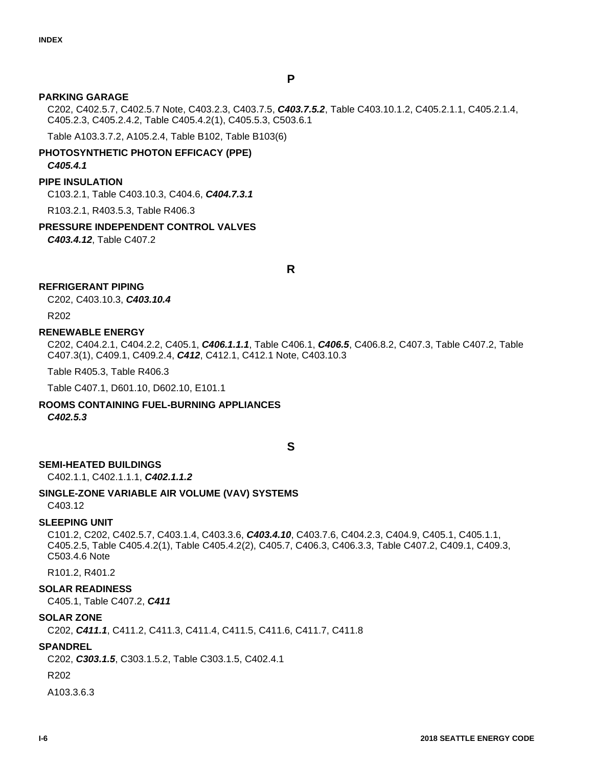## P

**PARKING GARAGE**

C202, C402.5.7, C402.5.7 Note, C403.2.3, C403.7.5, ***C403.7.5.2***, Table C403.10.1.2, C405.2.1.1, C405.2.1.4, C405.2.3, C405.2.4.2, Table C405.4.2(1), C405.5.3, C503.6.1

Table A103.3.7.2, A105.2.4, Table B102, Table B103(6)

**PHOTOSYNTHETIC PHOTON EFFICACY (PPE)**

***C405.4.1***

**PIPE INSULATION**

C103.2.1, Table C403.10.3, C404.6, ***C404.7.3.1***

R103.2.1, R403.5.3, Table R406.3

**PRESSURE INDEPENDENT CONTROL VALVES**

***C403.4.12***, Table C407.2

## R

**REFRIGERANT PIPING**

C202, C403.10.3, ***C403.10.4***

R202

**RENEWABLE ENERGY**

C202, C404.2.1, C404.2.2, C405.1, ***C406.1.1.1***, Table C406.1, ***C406.5***, C406.8.2, C407.3, Table C407.2, Table C407.3(1), C409.1, C409.2.4, ***C412***, C412.1, C412.1 Note, C403.10.3

Table R405.3, Table R406.3

Table C407.1, D601.10, D602.10, E101.1

**ROOMS CONTAINING FUEL-BURNING APPLIANCES**

***C402.5.3***

## S

**SEMI-HEATED BUILDINGS**

C402.1.1, C402.1.1.1, ***C402.1.1.2***

**SINGLE-ZONE VARIABLE AIR VOLUME (VAV) SYSTEMS**

C403.12

**SLEEPING UNIT**

C101.2, C202, C402.5.7, C403.1.4, C403.3.6, ***C403.4.10***, C403.7.6, C404.2.3, C404.9, C405.1, C405.1.1, C405.2.5, Table C405.4.2(1), Table C405.4.2(2), C405.7, C406.3, C406.3.3, Table C407.2, C409.1, C409.3, C503.4.6 Note

R101.2, R401.2

**SOLAR READINESS**

C405.1, Table C407.2, ***C411***

**SOLAR ZONE**

C202, ***C411.1***, C411.2, C411.3, C411.4, C411.5, C411.6, C411.7, C411.8

**SPANDREL**

C202, ***C303.1.5***, C303.1.5.2, Table C303.1.5, C402.4.1

R202

A103.3.6.3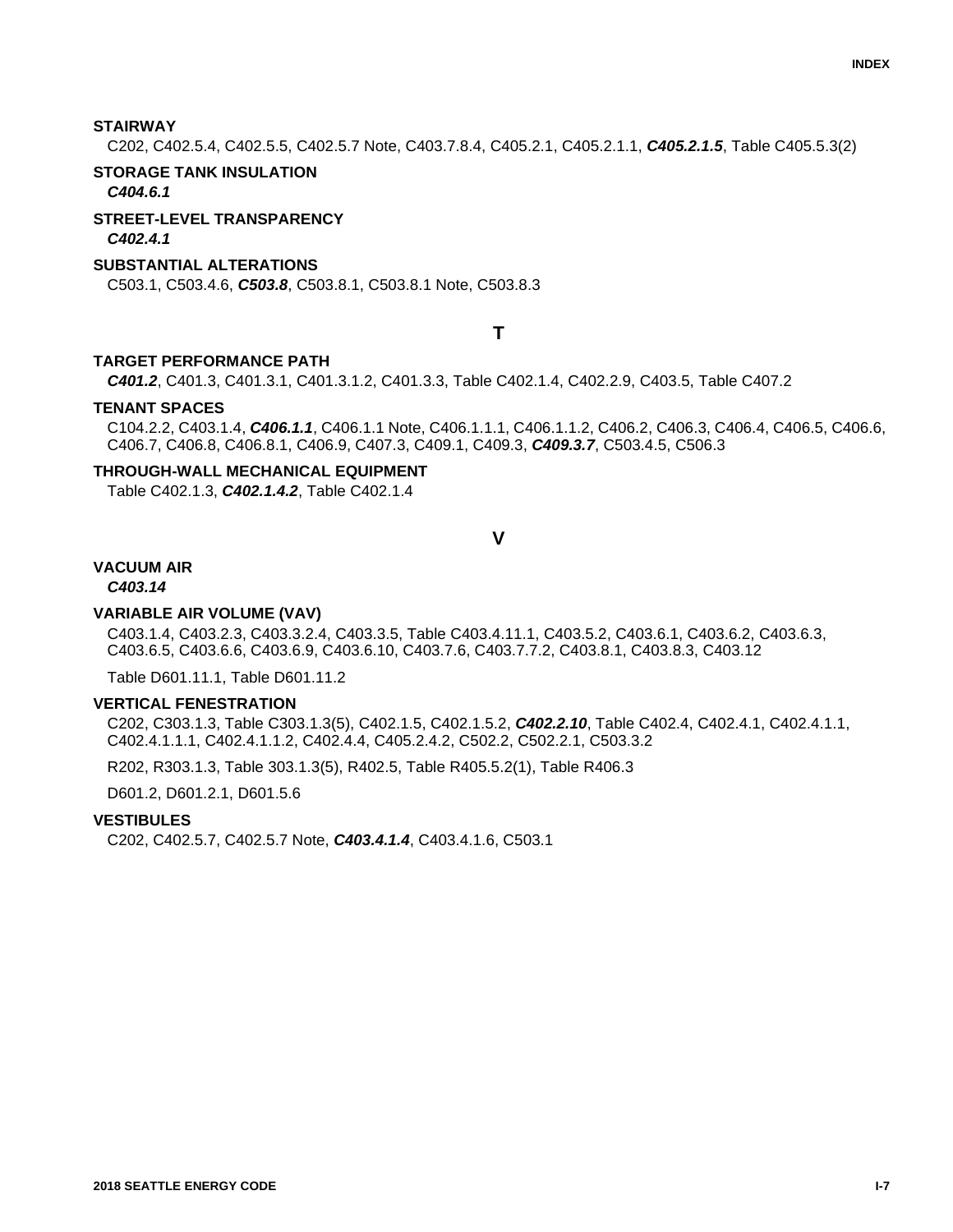**STAIRWAY**

C202, C402.5.4, C402.5.5, C402.5.7 Note, C403.7.8.4, C405.2.1, C405.2.1.1, ***C405.2.1.5***, Table C405.5.3(2)

**STORAGE TANK INSULATION**

***C404.6.1***

**STREET-LEVEL TRANSPARENCY**

***C402.4.1***

**SUBSTANTIAL ALTERATIONS**

C503.1, C503.4.6, ***C503.8***, C503.8.1, C503.8.1 Note, C503.8.3

## T

**TARGET PERFORMANCE PATH**

***C401.2***, C401.3, C401.3.1, C401.3.1.2, C401.3.3, Table C402.1.4, C402.2.9, C403.5, Table C407.2

**TENANT SPACES**

C104.2.2, C403.1.4, ***C406.1.1***, C406.1.1 Note, C406.1.1.1, C406.1.1.2, C406.2, C406.3, C406.4, C406.5, C406.6, C406.7, C406.8, C406.8.1, C406.9, C407.3, C409.1, C409.3, ***C409.3.7***, C503.4.5, C506.3

**THROUGH-WALL MECHANICAL EQUIPMENT**

Table C402.1.3, ***C402.1.4.2***, Table C402.1.4

## V

**VACUUM AIR**

***C403.14***

**VARIABLE AIR VOLUME (VAV)**

C403.1.4, C403.2.3, C403.3.2.4, C403.3.5, Table C403.4.11.1, C403.5.2, C403.6.1, C403.6.2, C403.6.3, C403.6.5, C403.6.6, C403.6.9, C403.6.10, C403.7.6, C403.7.7.2, C403.8.1, C403.8.3, C403.12

Table D601.11.1, Table D601.11.2

**VERTICAL FENESTRATION**

C202, C303.1.3, Table C303.1.3(5), C402.1.5, C402.1.5.2, ***C402.2.10***, Table C402.4, C402.4.1, C402.4.1.1, C402.4.1.1.1, C402.4.1.1.2, C402.4.4, C405.2.4.2, C502.2, C502.2.1, C503.3.2

R202, R303.1.3, Table 303.1.3(5), R402.5, Table R405.5.2(1), Table R406.3

D601.2, D601.2.1, D601.5.6

**VESTIBULES**

C202, C402.5.7, C402.5.7 Note, ***C403.4.1.4***, C403.4.1.6, C503.1